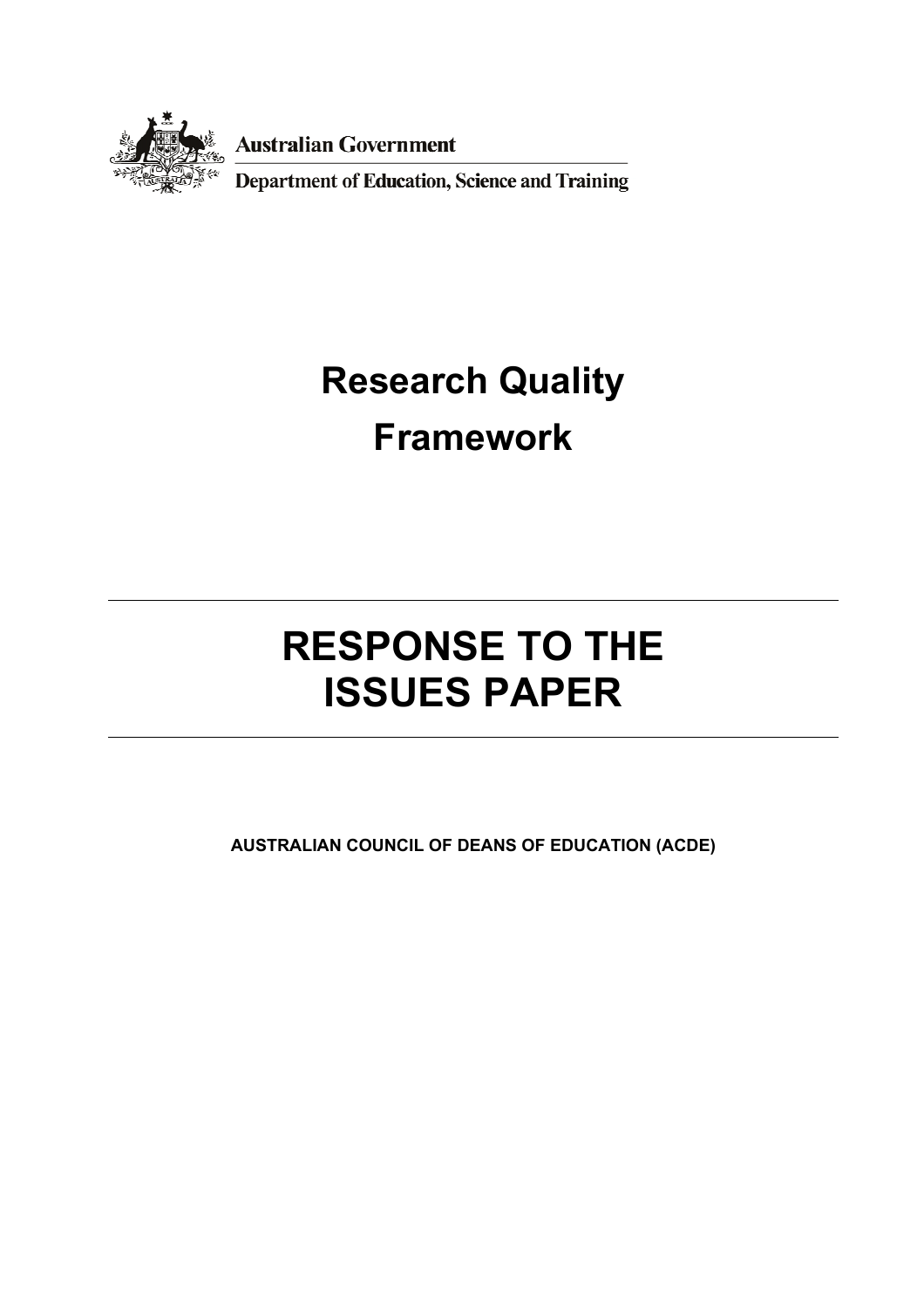Australian Government

Department of Education, Science and Training

# Research Quality Framework

---

# RESPONSE TO THE ISSUES PAPER

---

**AUSTRALIAN COUNCIL OF DEANS OF EDUCATION (ACDE)**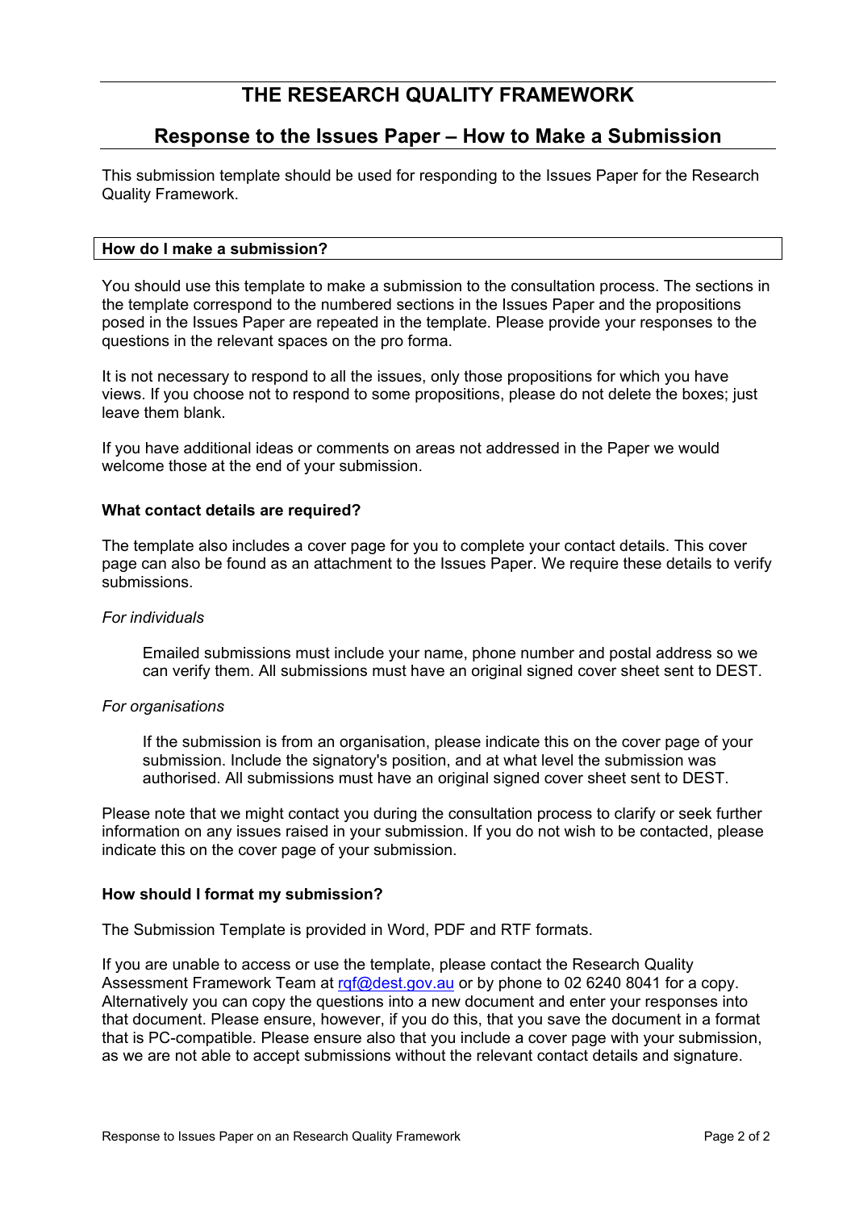# THE RESEARCH QUALITY FRAMEWORK

## Response to the Issues Paper – How to Make a Submission

This submission template should be used for responding to the Issues Paper for the Research Quality Framework.

### How do I make a submission?

You should use this template to make a submission to the consultation process. The sections in the template correspond to the numbered sections in the Issues Paper and the propositions posed in the Issues Paper are repeated in the template. Please provide your responses to the questions in the relevant spaces on the pro forma.

It is not necessary to respond to all the issues, only those propositions for which you have views. If you choose not to respond to some propositions, please do not delete the boxes; just leave them blank.

If you have additional ideas or comments on areas not addressed in the Paper we would welcome those at the end of your submission.

### What contact details are required?

The template also includes a cover page for you to complete your contact details. This cover page can also be found as an attachment to the Issues Paper. We require these details to verify submissions.

*For individuals*

> Emailed submissions must include your name, phone number and postal address so we can verify them. All submissions must have an original signed cover sheet sent to DEST.

*For organisations*

> If the submission is from an organisation, please indicate this on the cover page of your submission. Include the signatory's position, and at what level the submission was authorised. All submissions must have an original signed cover sheet sent to DEST.

Please note that we might contact you during the consultation process to clarify or seek further information on any issues raised in your submission. If you do not wish to be contacted, please indicate this on the cover page of your submission.

### How should I format my submission?

The Submission Template is provided in Word, PDF and RTF formats.

If you are unable to access or use the template, please contact the Research Quality Assessment Framework Team at rqf@dest.gov.au or by phone to 02 6240 8041 for a copy. Alternatively you can copy the questions into a new document and enter your responses into that document. Please ensure, however, if you do this, that you save the document in a format that is PC-compatible. Please ensure also that you include a cover page with your submission, as we are not able to accept submissions without the relevant contact details and signature.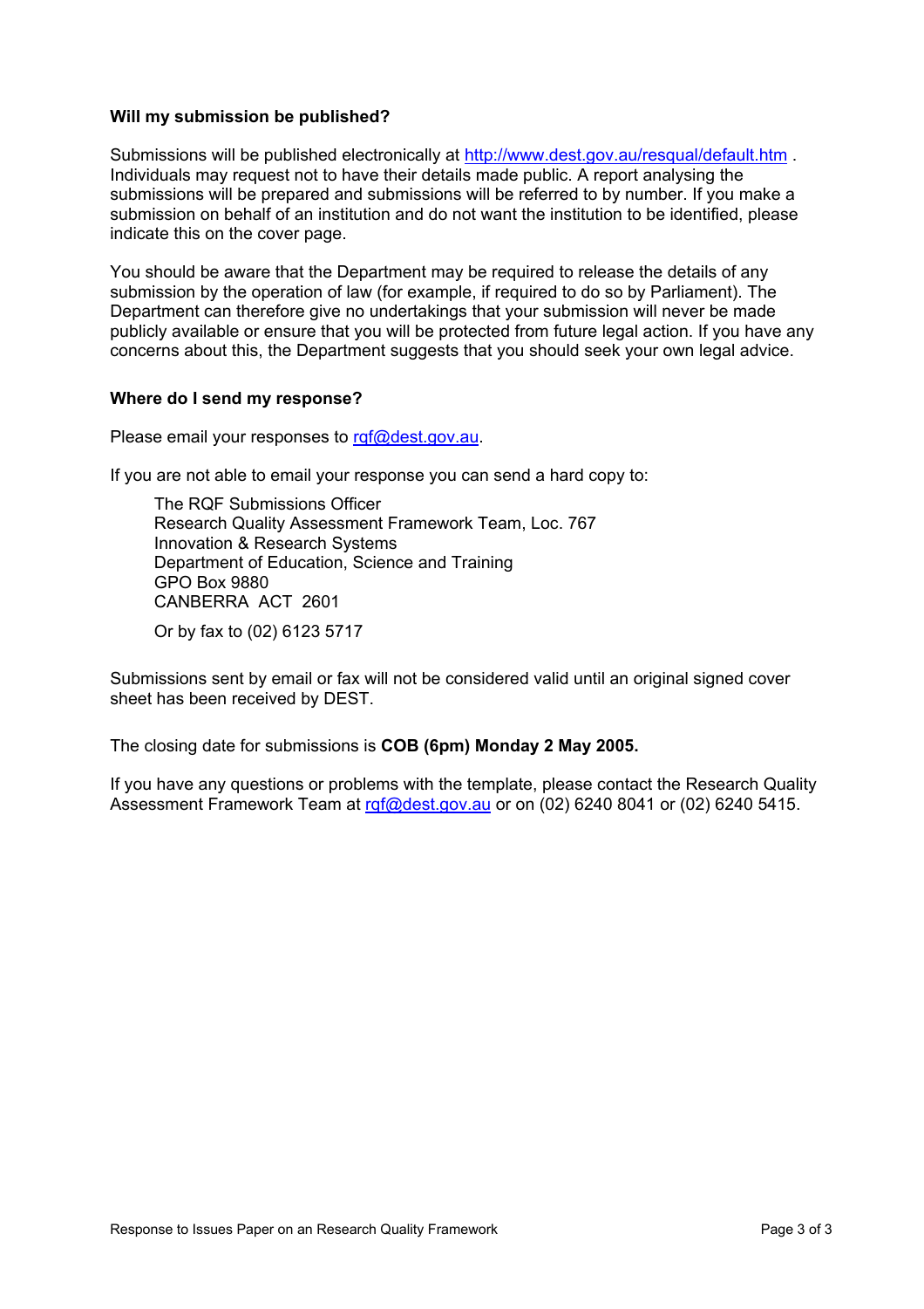**Will my submission be published?**

Submissions will be published electronically at http://www.dest.gov.au/resqual/default.htm . Individuals may request not to have their details made public. A report analysing the submissions will be prepared and submissions will be referred to by number. If you make a submission on behalf of an institution and do not want the institution to be identified, please indicate this on the cover page.

You should be aware that the Department may be required to release the details of any submission by the operation of law (for example, if required to do so by Parliament). The Department can therefore give no undertakings that your submission will never be made publicly available or ensure that you will be protected from future legal action. If you have any concerns about this, the Department suggests that you should seek your own legal advice.

**Where do I send my response?**

Please email your responses to rqf@dest.gov.au.

If you are not able to email your response you can send a hard copy to:

The RQF Submissions Officer
Research Quality Assessment Framework Team, Loc. 767
Innovation & Research Systems
Department of Education, Science and Training
GPO Box 9880
CANBERRA ACT 2601

Or by fax to (02) 6123 5717

Submissions sent by email or fax will not be considered valid until an original signed cover sheet has been received by DEST.

The closing date for submissions is **COB (6pm) Monday 2 May 2005.**

If you have any questions or problems with the template, please contact the Research Quality Assessment Framework Team at rqf@dest.gov.au or on (02) 6240 8041 or (02) 6240 5415.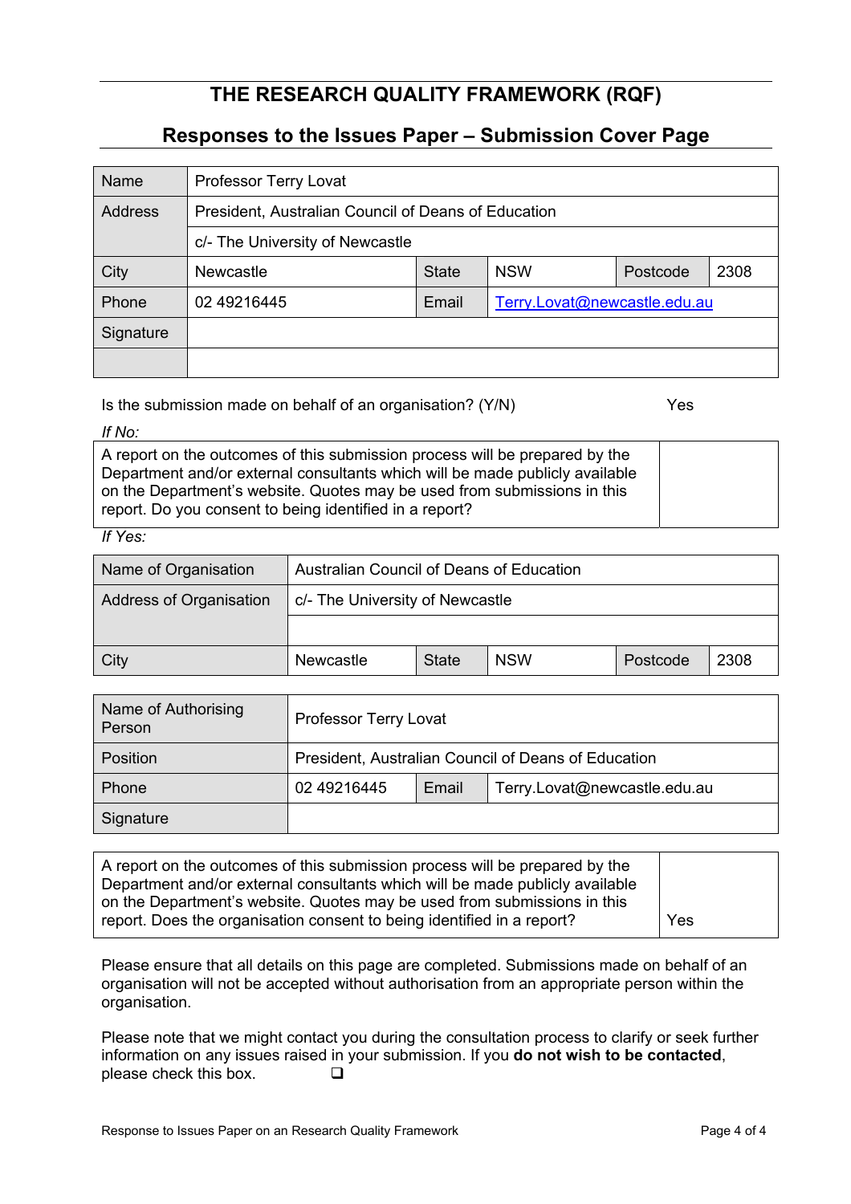# THE RESEARCH QUALITY FRAMEWORK (RQF)

## Responses to the Issues Paper – Submission Cover Page

| Name | Professor Terry Lovat | | | | |
|---|---|---|---|---|---|
| Address | President, Australian Council of Deans of Education | | | | |
| | c/- The University of Newcastle | | | | |
| City | Newcastle | State | NSW | Postcode | 2308 |
| Phone | 02 49216445 | Email | Terry.Lovat@newcastle.edu.au | | |
| Signature | | | | | |
| | | | | | |

Is the submission made on behalf of an organisation? (Y/N) Yes

*If No:*

| A report on the outcomes of this submission process will be prepared by the Department and/or external consultants which will be made publicly available on the Department's website. Quotes may be used from submissions in this report. Do you consent to being identified in a report? | |
|---|---|

*If Yes:*

| Name of Organisation | Australian Council of Deans of Education | | | | |
|---|---|---|---|---|---|
| Address of Organisation | c/- The University of Newcastle | | | | |
| | | | | | |
| City | Newcastle | State | NSW | Postcode | 2308 |

| Name of Authorising Person | Professor Terry Lovat | | |
|---|---|---|---|
| Position | President, Australian Council of Deans of Education | | |
| Phone | 02 49216445 | Email | Terry.Lovat@newcastle.edu.au |
| Signature | | | |

| A report on the outcomes of this submission process will be prepared by the Department and/or external consultants which will be made publicly available on the Department's website. Quotes may be used from submissions in this report. Does the organisation consent to being identified in a report? | Yes |
|---|---|

Please ensure that all details on this page are completed. Submissions made on behalf of an organisation will not be accepted without authorisation from an appropriate person within the organisation.

Please note that we might contact you during the consultation process to clarify or seek further information on any issues raised in your submission. If you **do not wish to be contacted**, please check this box. ❑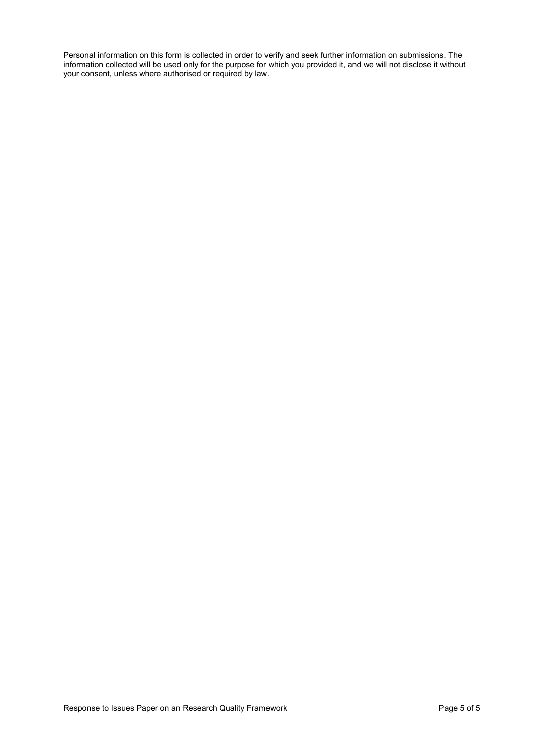Personal information on this form is collected in order to verify and seek further information on submissions. The information collected will be used only for the purpose for which you provided it, and we will not disclose it without your consent, unless where authorised or required by law.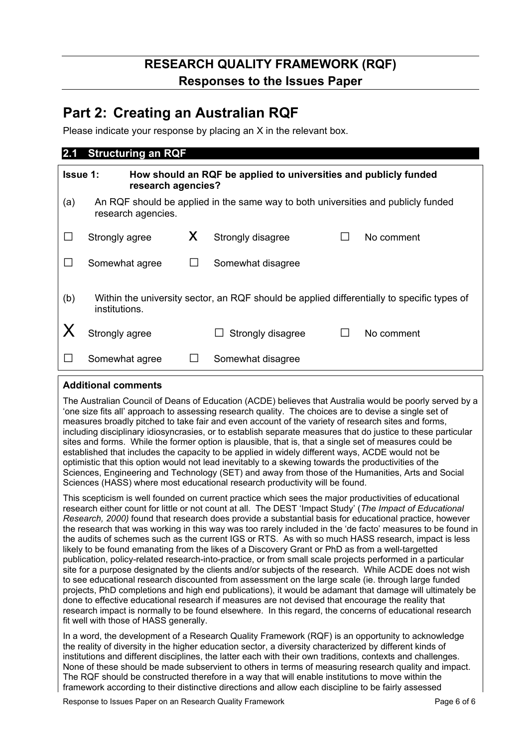# RESEARCH QUALITY FRAMEWORK (RQF)

## Responses to the Issues Paper

# Part 2: Creating an Australian RQF

Please indicate your response by placing an X in the relevant box.

## 2.1 Structuring an RQF

**Issue 1: How should an RQF be applied to universities and publicly funded research agencies?**

(a) An RQF should be applied in the same way to both universities and publicly funded research agencies.

| | | | | | |
|---|---|---|---|---|---|
| ☐ | Strongly agree | X | Strongly disagree | ☐ | No comment |
| ☐ | Somewhat agree | ☐ | Somewhat disagree | | |

(b) Within the university sector, an RQF should be applied differentially to specific types of institutions.

| | | | | | |
|---|---|---|---|---|---|
| X | Strongly agree | ☐ | Strongly disagree | ☐ | No comment |
| ☐ | Somewhat agree | ☐ | Somewhat disagree | | |

**Additional comments**

The Australian Council of Deans of Education (ACDE) believes that Australia would be poorly served by a 'one size fits all' approach to assessing research quality. The choices are to devise a single set of measures broadly pitched to take fair and even account of the variety of research sites and forms, including disciplinary idiosyncrasies, or to establish separate measures that do justice to these particular sites and forms. While the former option is plausible, that is, that a single set of measures could be established that includes the capacity to be applied in widely different ways, ACDE would not be optimistic that this option would not lead inevitably to a skewing towards the productivities of the Sciences, Engineering and Technology (SET) and away from those of the Humanities, Arts and Social Sciences (HASS) where most educational research productivity will be found.

This scepticism is well founded on current practice which sees the major productivities of educational research either count for little or not count at all. The DEST 'Impact Study' (*The Impact of Educational Research, 2000)* found that research does provide a substantial basis for educational practice, however the research that was working in this way was too rarely included in the 'de facto' measures to be found in the audits of schemes such as the current IGS or RTS. As with so much HASS research, impact is less likely to be found emanating from the likes of a Discovery Grant or PhD as from a well-targetted publication, policy-related research-into-practice, or from small scale projects performed in a particular site for a purpose designated by the clients and/or subjects of the research. While ACDE does not wish to see educational research discounted from assessment on the large scale (ie. through large funded projects, PhD completions and high end publications), it would be adamant that damage will ultimately be done to effective educational research if measures are not devised that encourage the reality that research impact is normally to be found elsewhere. In this regard, the concerns of educational research fit well with those of HASS generally.

In a word, the development of a Research Quality Framework (RQF) is an opportunity to acknowledge the reality of diversity in the higher education sector, a diversity characterized by different kinds of institutions and different disciplines, the latter each with their own traditions, contexts and challenges. None of these should be made subservient to others in terms of measuring research quality and impact. The RQF should be constructed therefore in a way that will enable institutions to move within the framework according to their distinctive directions and allow each discipline to be fairly assessed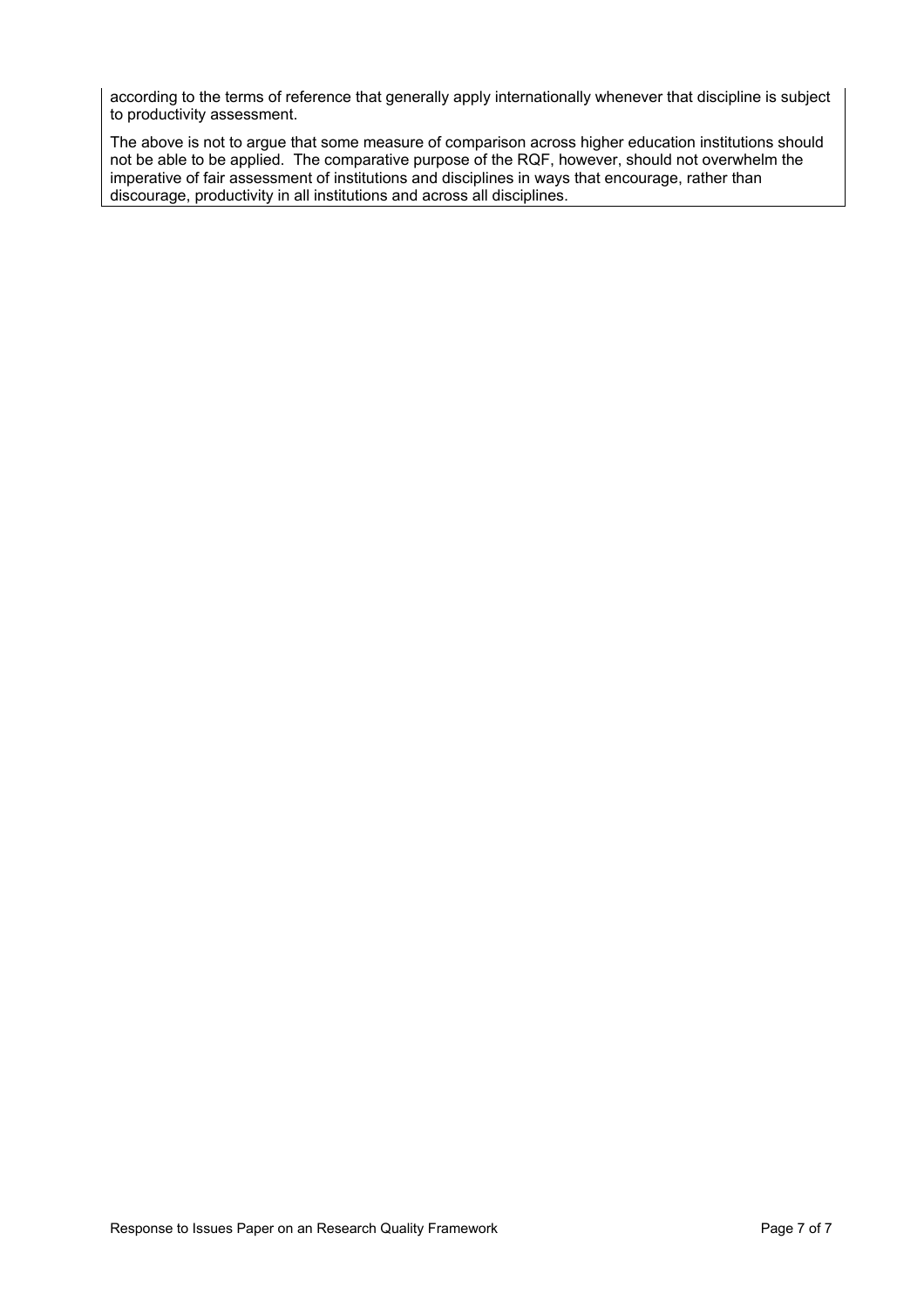according to the terms of reference that generally apply internationally whenever that discipline is subject to productivity assessment.

The above is not to argue that some measure of comparison across higher education institutions should not be able to be applied. The comparative purpose of the RQF, however, should not overwhelm the imperative of fair assessment of institutions and disciplines in ways that encourage, rather than discourage, productivity in all institutions and across all disciplines.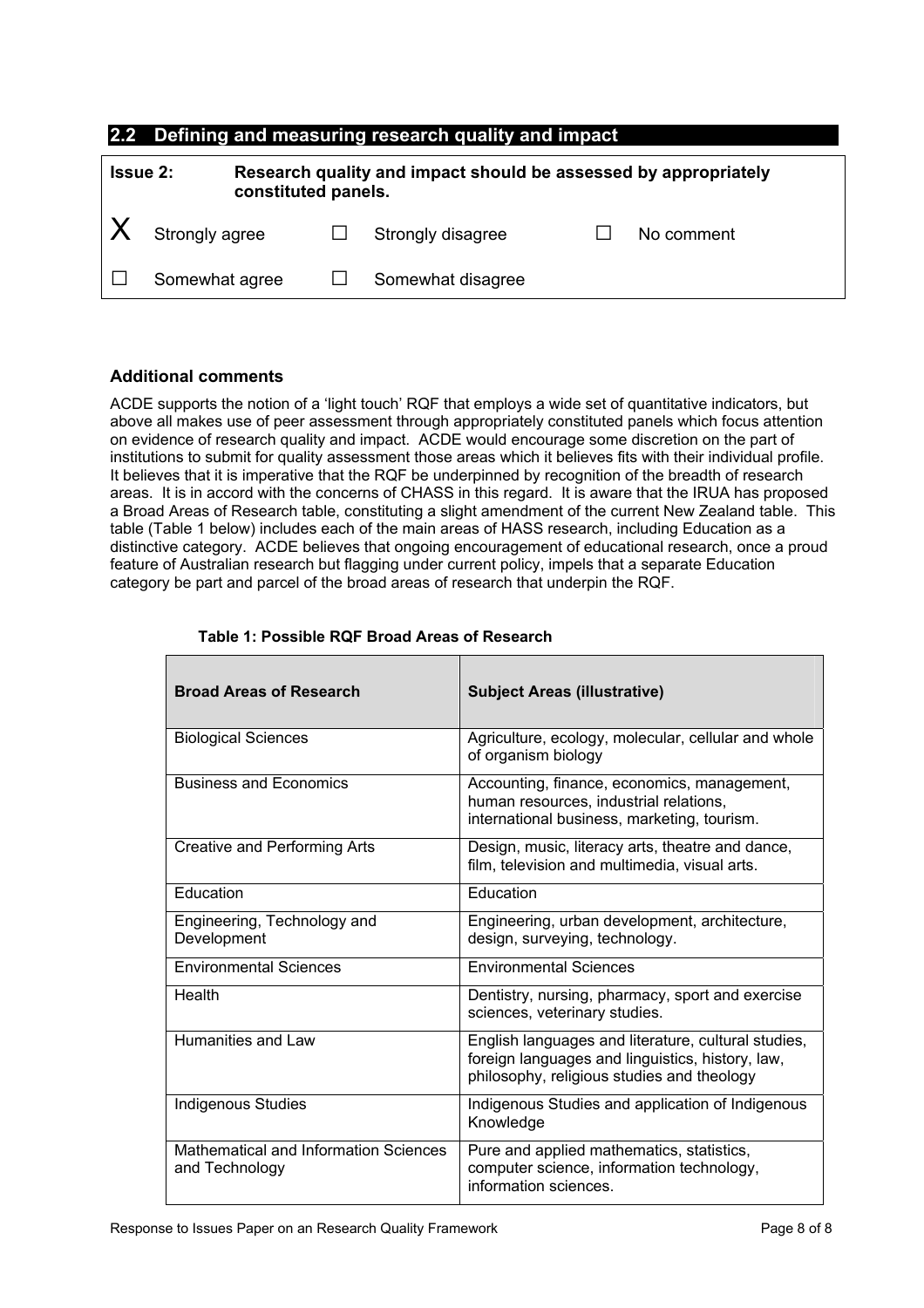## 2.2 Defining and measuring research quality and impact

| **Issue 2:** | **Research quality and impact should be assessed by appropriately constituted panels.** | | | | |
|---|---|---|---|---|---|
| X | Strongly agree | ☐ | Strongly disagree | ☐ | No comment |
| ☐ | Somewhat agree | ☐ | Somewhat disagree | | |

### Additional comments

ACDE supports the notion of a 'light touch' RQF that employs a wide set of quantitative indicators, but above all makes use of peer assessment through appropriately constituted panels which focus attention on evidence of research quality and impact. ACDE would encourage some discretion on the part of institutions to submit for quality assessment those areas which it believes fits with their individual profile. It believes that it is imperative that the RQF be underpinned by recognition of the breadth of research areas. It is in accord with the concerns of CHASS in this regard. It is aware that the IRUA has proposed a Broad Areas of Research table, constituting a slight amendment of the current New Zealand table. This table (Table 1 below) includes each of the main areas of HASS research, including Education as a distinctive category. ACDE believes that ongoing encouragement of educational research, once a proud feature of Australian research but flagging under current policy, impels that a separate Education category be part and parcel of the broad areas of research that underpin the RQF.

**Table 1: Possible RQF Broad Areas of Research**

| **Broad Areas of Research** | **Subject Areas (illustrative)** |
|---|---|
| Biological Sciences | Agriculture, ecology, molecular, cellular and whole of organism biology |
| Business and Economics | Accounting, finance, economics, management, human resources, industrial relations, international business, marketing, tourism. |
| Creative and Performing Arts | Design, music, literacy arts, theatre and dance, film, television and multimedia, visual arts. |
| Education | Education |
| Engineering, Technology and Development | Engineering, urban development, architecture, design, surveying, technology. |
| Environmental Sciences | Environmental Sciences |
| Health | Dentistry, nursing, pharmacy, sport and exercise sciences, veterinary studies. |
| Humanities and Law | English languages and literature, cultural studies, foreign languages and linguistics, history, law, philosophy, religious studies and theology |
| Indigenous Studies | Indigenous Studies and application of Indigenous Knowledge |
| Mathematical and Information Sciences and Technology | Pure and applied mathematics, statistics, computer science, information technology, information sciences. |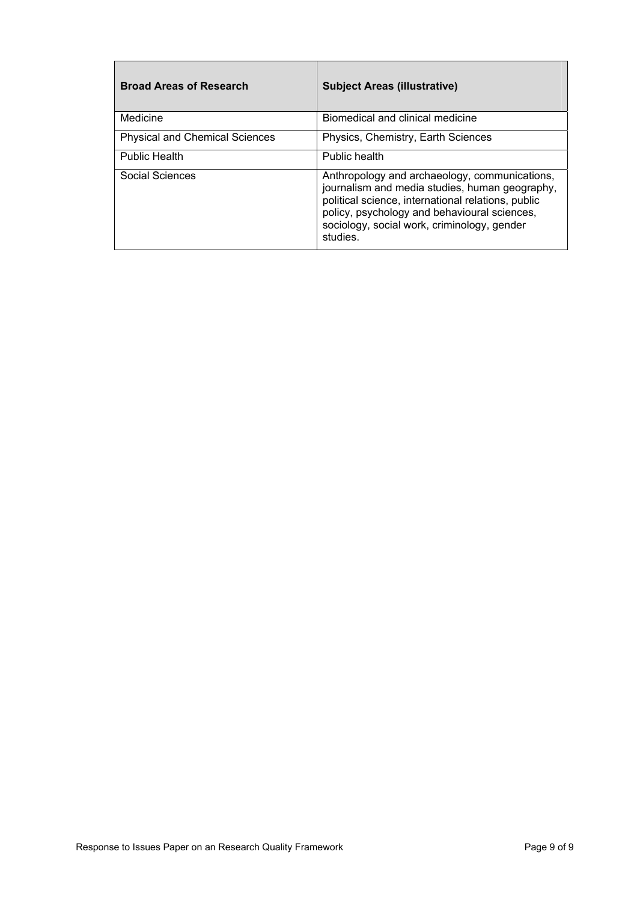| Broad Areas of Research | Subject Areas (illustrative) |
|---|---|
| Medicine | Biomedical and clinical medicine |
| Physical and Chemical Sciences | Physics, Chemistry, Earth Sciences |
| Public Health | Public health |
| Social Sciences | Anthropology and archaeology, communications, journalism and media studies, human geography, political science, international relations, public policy, psychology and behavioural sciences, sociology, social work, criminology, gender studies. |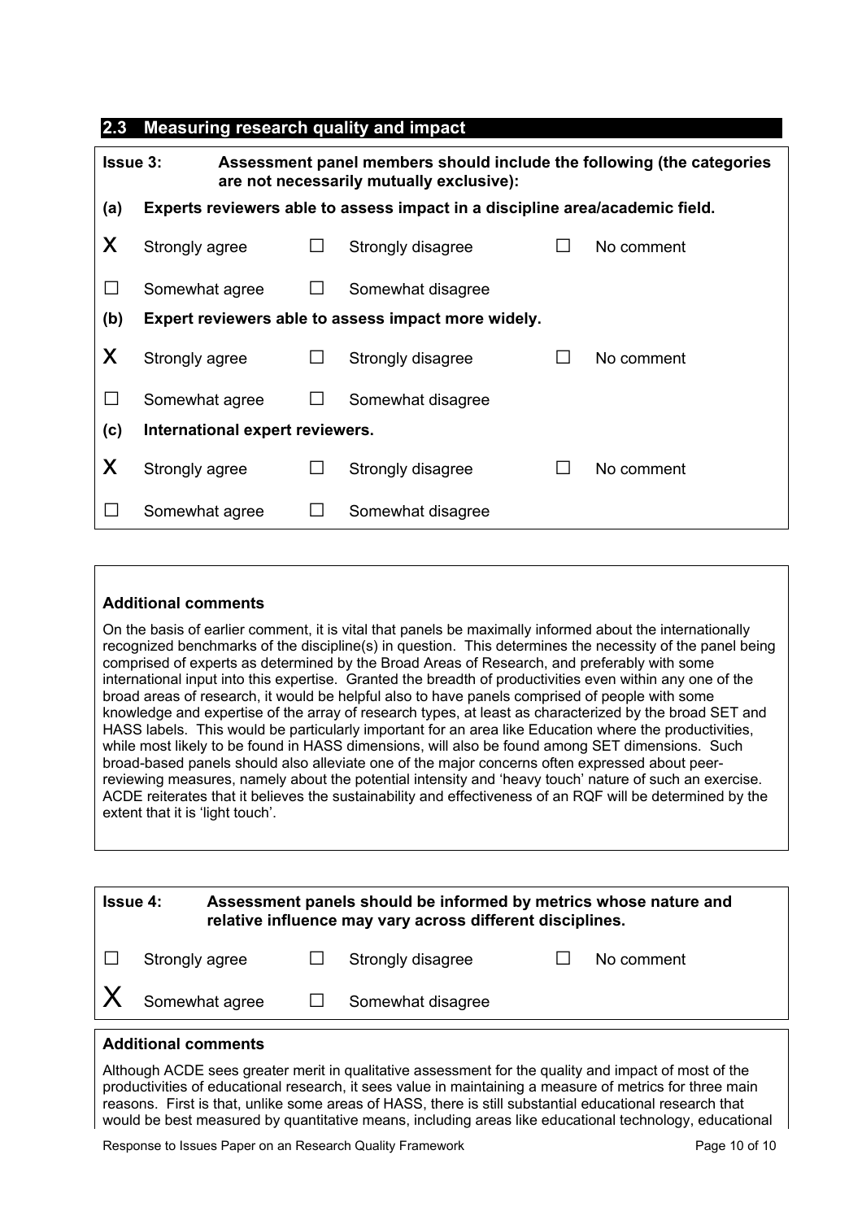## 2.3 Measuring research quality and impact

**Issue 3: Assessment panel members should include the following (the categories are not necessarily mutually exclusive):**

**(a) Experts reviewers able to assess impact in a discipline area/academic field.**

| | | | | | |
|---|---|---|---|---|---|
| X | Strongly agree | ☐ | Strongly disagree | ☐ | No comment |
| ☐ | Somewhat agree | ☐ | Somewhat disagree | | |

**(b) Expert reviewers able to assess impact more widely.**

| | | | | | |
|---|---|---|---|---|---|
| X | Strongly agree | ☐ | Strongly disagree | ☐ | No comment |
| ☐ | Somewhat agree | ☐ | Somewhat disagree | | |

**(c) International expert reviewers.**

| | | | | | |
|---|---|---|---|---|---|
| X | Strongly agree | ☐ | Strongly disagree | ☐ | No comment |
| ☐ | Somewhat agree | ☐ | Somewhat disagree | | |

**Additional comments**

On the basis of earlier comment, it is vital that panels be maximally informed about the internationally recognized benchmarks of the discipline(s) in question. This determines the necessity of the panel being comprised of experts as determined by the Broad Areas of Research, and preferably with some international input into this expertise. Granted the breadth of productivities even within any one of the broad areas of research, it would be helpful also to have panels comprised of people with some knowledge and expertise of the array of research types, at least as characterized by the broad SET and HASS labels. This would be particularly important for an area like Education where the productivities, while most likely to be found in HASS dimensions, will also be found among SET dimensions. Such broad-based panels should also alleviate one of the major concerns often expressed about peer-reviewing measures, namely about the potential intensity and 'heavy touch' nature of such an exercise. ACDE reiterates that it believes the sustainability and effectiveness of an RQF will be determined by the extent that it is 'light touch'.

**Issue 4: Assessment panels should be informed by metrics whose nature and relative influence may vary across different disciplines.**

| | | | | | |
|---|---|---|---|---|---|
| ☐ | Strongly agree | ☐ | Strongly disagree | ☐ | No comment |
| X | Somewhat agree | ☐ | Somewhat disagree | | |

**Additional comments**

Although ACDE sees greater merit in qualitative assessment for the quality and impact of most of the productivities of educational research, it sees value in maintaining a measure of metrics for three main reasons. First is that, unlike some areas of HASS, there is still substantial educational research that would be best measured by quantitative means, including areas like educational technology, educational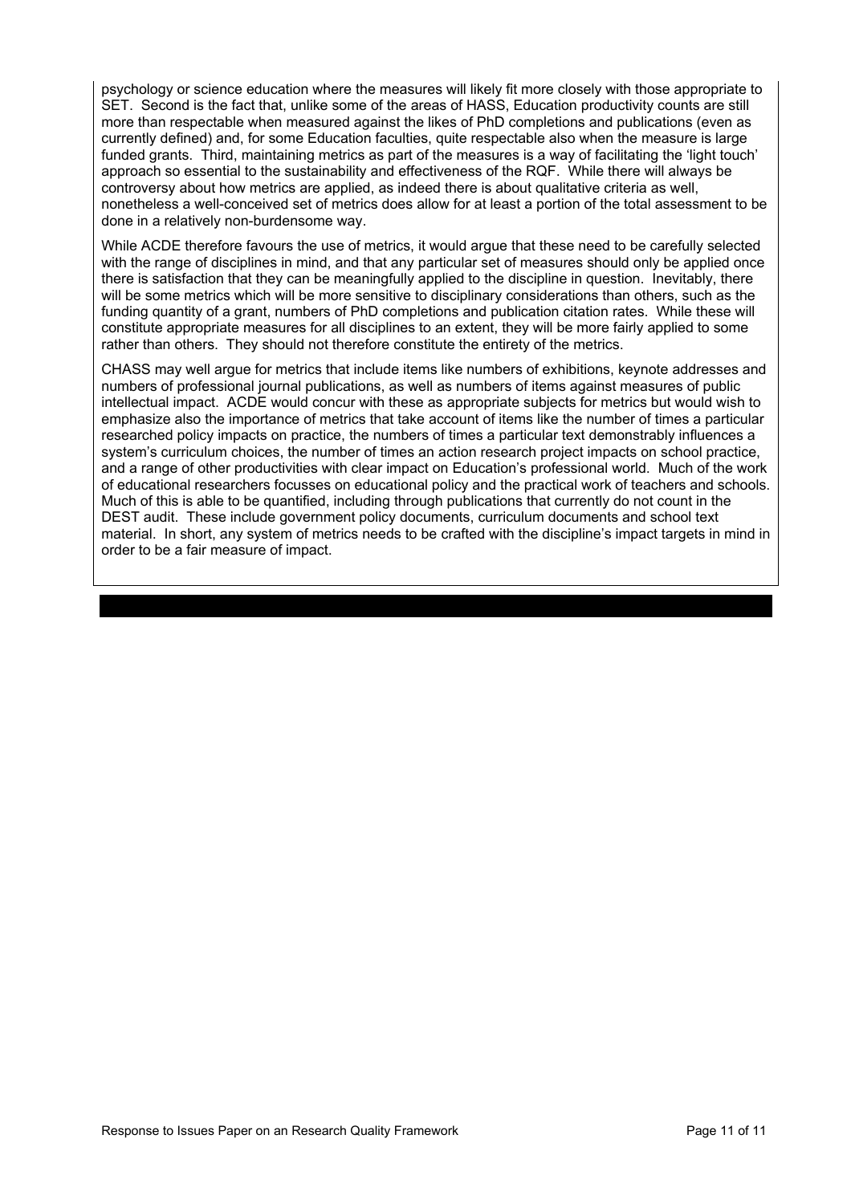psychology or science education where the measures will likely fit more closely with those appropriate to SET. Second is the fact that, unlike some of the areas of HASS, Education productivity counts are still more than respectable when measured against the likes of PhD completions and publications (even as currently defined) and, for some Education faculties, quite respectable also when the measure is large funded grants. Third, maintaining metrics as part of the measures is a way of facilitating the 'light touch' approach so essential to the sustainability and effectiveness of the RQF. While there will always be controversy about how metrics are applied, as indeed there is about qualitative criteria as well, nonetheless a well-conceived set of metrics does allow for at least a portion of the total assessment to be done in a relatively non-burdensome way.

While ACDE therefore favours the use of metrics, it would argue that these need to be carefully selected with the range of disciplines in mind, and that any particular set of measures should only be applied once there is satisfaction that they can be meaningfully applied to the discipline in question. Inevitably, there will be some metrics which will be more sensitive to disciplinary considerations than others, such as the funding quantity of a grant, numbers of PhD completions and publication citation rates. While these will constitute appropriate measures for all disciplines to an extent, they will be more fairly applied to some rather than others. They should not therefore constitute the entirety of the metrics.

CHASS may well argue for metrics that include items like numbers of exhibitions, keynote addresses and numbers of professional journal publications, as well as numbers of items against measures of public intellectual impact. ACDE would concur with these as appropriate subjects for metrics but would wish to emphasize also the importance of metrics that take account of items like the number of times a particular researched policy impacts on practice, the numbers of times a particular text demonstrably influences a system's curriculum choices, the number of times an action research project impacts on school practice, and a range of other productivities with clear impact on Education's professional world. Much of the work of educational researchers focusses on educational policy and the practical work of teachers and schools. Much of this is able to be quantified, including through publications that currently do not count in the DEST audit. These include government policy documents, curriculum documents and school text material. In short, any system of metrics needs to be crafted with the discipline's impact targets in mind in order to be a fair measure of impact.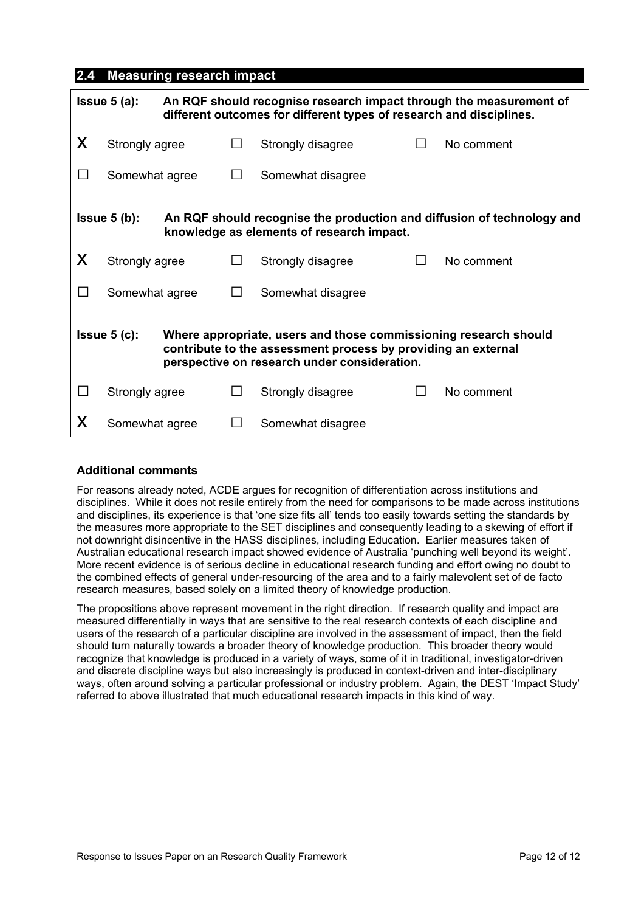## 2.4 Measuring research impact

**Issue 5 (a):** **An RQF should recognise research impact through the measurement of different outcomes for different types of research and disciplines.**

| | | | | | |
|---|---|---|---|---|---|
| X | Strongly agree | ☐ | Strongly disagree | ☐ | No comment |
| ☐ | Somewhat agree | ☐ | Somewhat disagree | | |

**Issue 5 (b):** **An RQF should recognise the production and diffusion of technology and knowledge as elements of research impact.**

| | | | | | |
|---|---|---|---|---|---|
| X | Strongly agree | ☐ | Strongly disagree | ☐ | No comment |
| ☐ | Somewhat agree | ☐ | Somewhat disagree | | |

**Issue 5 (c):** **Where appropriate, users and those commissioning research should contribute to the assessment process by providing an external perspective on research under consideration.**

| | | | | | |
|---|---|---|---|---|---|
| ☐ | Strongly agree | ☐ | Strongly disagree | ☐ | No comment |
| X | Somewhat agree | ☐ | Somewhat disagree | | |

### Additional comments

For reasons already noted, ACDE argues for recognition of differentiation across institutions and disciplines. While it does not resile entirely from the need for comparisons to be made across institutions and disciplines, its experience is that 'one size fits all' tends too easily towards setting the standards by the measures more appropriate to the SET disciplines and consequently leading to a skewing of effort if not downright disincentive in the HASS disciplines, including Education. Earlier measures taken of Australian educational research impact showed evidence of Australia 'punching well beyond its weight'. More recent evidence is of serious decline in educational research funding and effort owing no doubt to the combined effects of general under-resourcing of the area and to a fairly malevolent set of de facto research measures, based solely on a limited theory of knowledge production.

The propositions above represent movement in the right direction. If research quality and impact are measured differentially in ways that are sensitive to the real research contexts of each discipline and users of the research of a particular discipline are involved in the assessment of impact, then the field should turn naturally towards a broader theory of knowledge production. This broader theory would recognize that knowledge is produced in a variety of ways, some of it in traditional, investigator-driven and discrete discipline ways but also increasingly is produced in context-driven and inter-disciplinary ways, often around solving a particular professional or industry problem. Again, the DEST 'Impact Study' referred to above illustrated that much educational research impacts in this kind of way.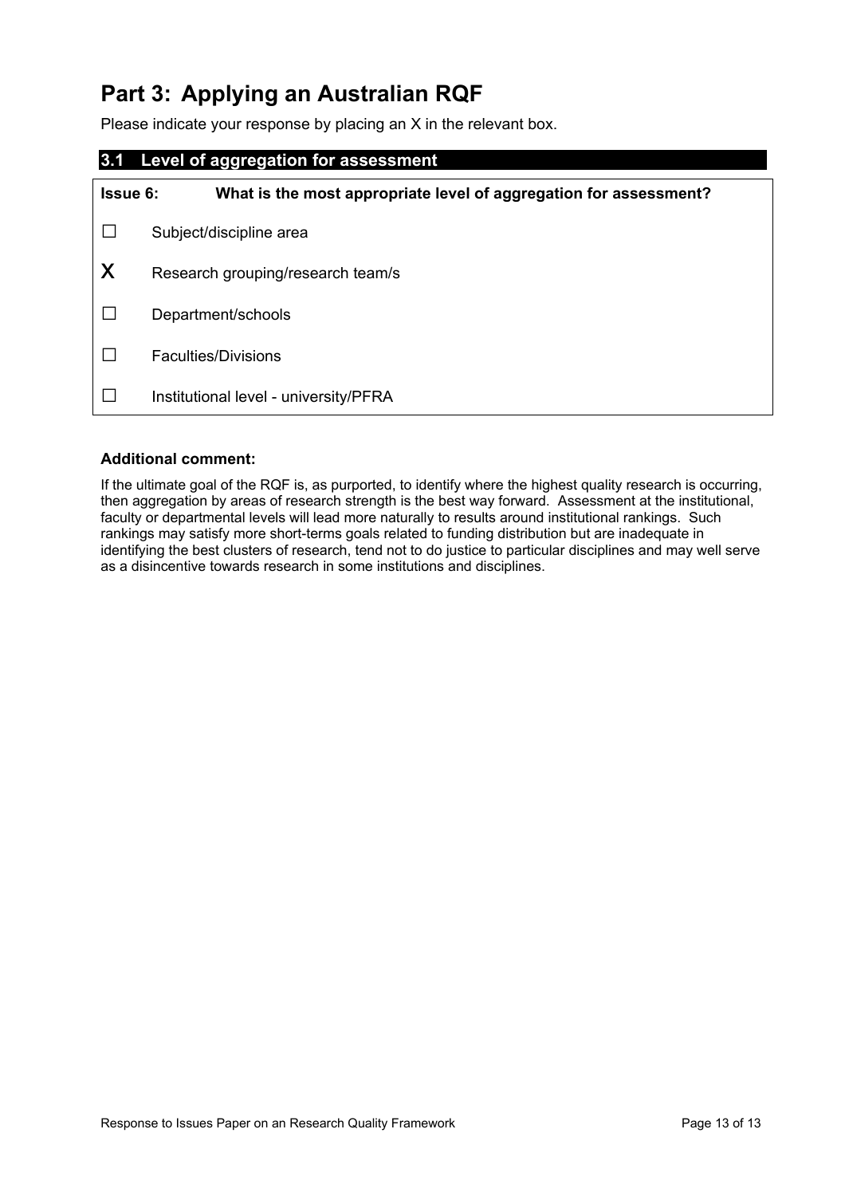# Part 3: Applying an Australian RQF

Please indicate your response by placing an X in the relevant box.

## 3.1 Level of aggregation for assessment

**Issue 6: What is the most appropriate level of aggregation for assessment?**

- ☐ Subject/discipline area
- X Research grouping/research team/s
- ☐ Department/schools
- ☐ Faculties/Divisions
- ☐ Institutional level - university/PFRA

**Additional comment:**

If the ultimate goal of the RQF is, as purported, to identify where the highest quality research is occurring, then aggregation by areas of research strength is the best way forward. Assessment at the institutional, faculty or departmental levels will lead more naturally to results around institutional rankings. Such rankings may satisfy more short-terms goals related to funding distribution but are inadequate in identifying the best clusters of research, tend not to do justice to particular disciplines and may well serve as a disincentive towards research in some institutions and disciplines.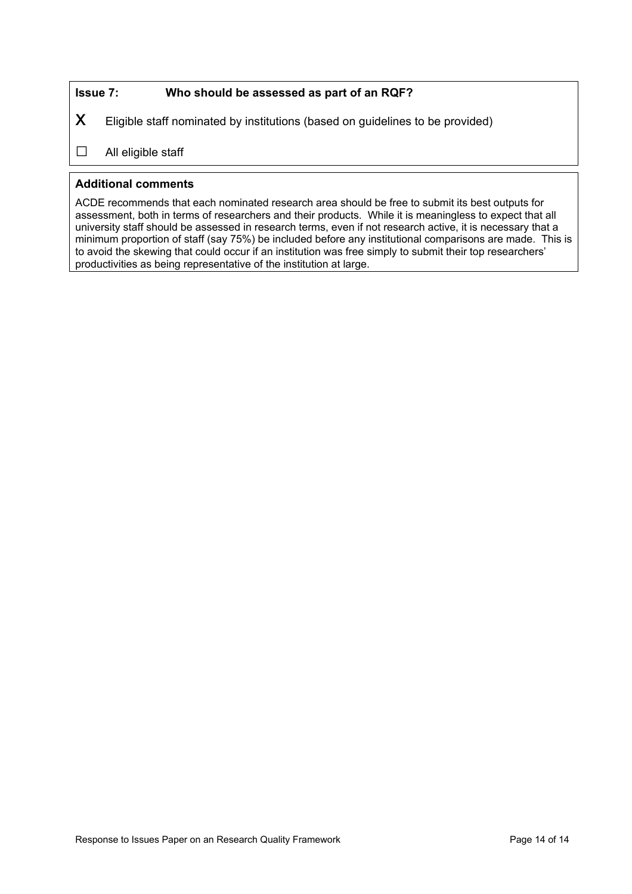**Issue 7: Who should be assessed as part of an RQF?**

X Eligible staff nominated by institutions (based on guidelines to be provided)

☐ All eligible staff

**Additional comments**

ACDE recommends that each nominated research area should be free to submit its best outputs for assessment, both in terms of researchers and their products. While it is meaningless to expect that all university staff should be assessed in research terms, even if not research active, it is necessary that a minimum proportion of staff (say 75%) be included before any institutional comparisons are made. This is to avoid the skewing that could occur if an institution was free simply to submit their top researchers' productivities as being representative of the institution at large.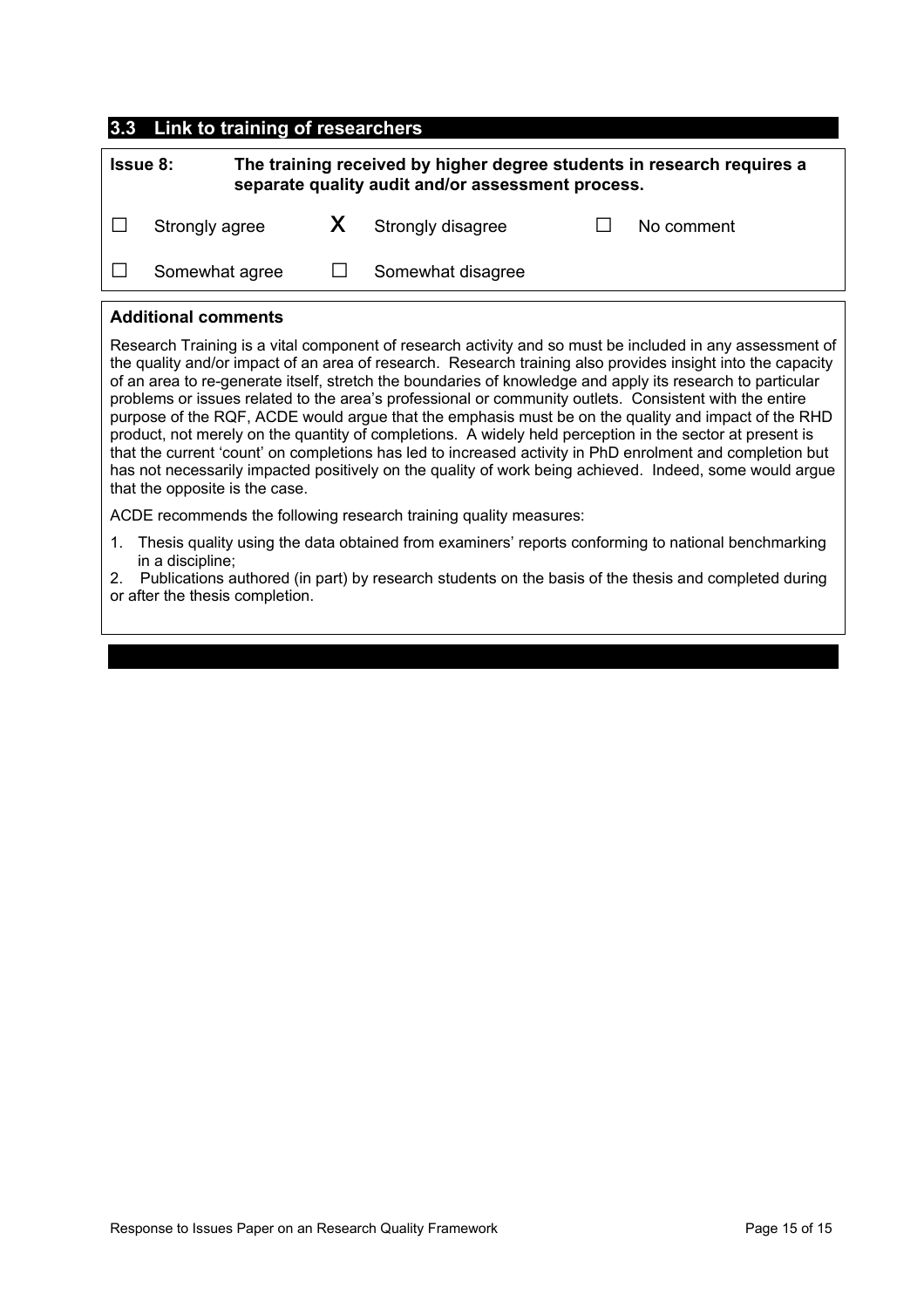## 3.3 Link to training of researchers

**Issue 8:** **The training received by higher degree students in research requires a separate quality audit and/or assessment process.**

| | | | | | |
|---|---|---|---|---|---|
| ☐ | Strongly agree | X | Strongly disagree | ☐ | No comment |
| ☐ | Somewhat agree | ☐ | Somewhat disagree | | |

**Additional comments**

Research Training is a vital component of research activity and so must be included in any assessment of the quality and/or impact of an area of research. Research training also provides insight into the capacity of an area to re-generate itself, stretch the boundaries of knowledge and apply its research to particular problems or issues related to the area's professional or community outlets. Consistent with the entire purpose of the RQF, ACDE would argue that the emphasis must be on the quality and impact of the RHD product, not merely on the quantity of completions. A widely held perception in the sector at present is that the current 'count' on completions has led to increased activity in PhD enrolment and completion but has not necessarily impacted positively on the quality of work being achieved. Indeed, some would argue that the opposite is the case.

ACDE recommends the following research training quality measures:

1. Thesis quality using the data obtained from examiners' reports conforming to national benchmarking in a discipline;
2. Publications authored (in part) by research students on the basis of the thesis and completed during or after the thesis completion.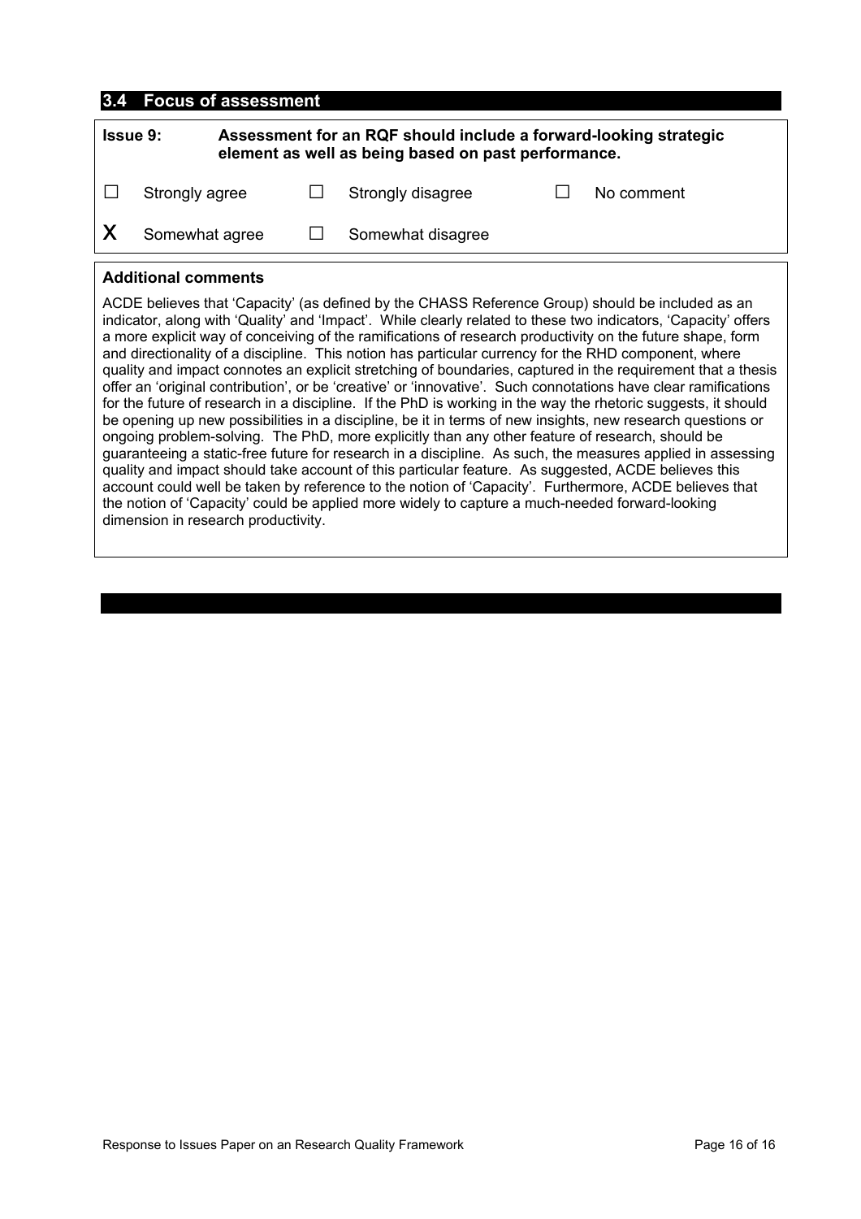## 3.4 Focus of assessment

| **Issue 9:** | **Assessment for an RQF should include a forward-looking strategic element as well as being based on past performance.** | | | | |
|---|---|---|---|---|---|
| ☐ | Strongly agree | ☐ | Strongly disagree | ☐ | No comment |
| X | Somewhat agree | ☐ | Somewhat disagree | | |

**Additional comments**

ACDE believes that 'Capacity' (as defined by the CHASS Reference Group) should be included as an indicator, along with 'Quality' and 'Impact'. While clearly related to these two indicators, 'Capacity' offers a more explicit way of conceiving of the ramifications of research productivity on the future shape, form and directionality of a discipline. This notion has particular currency for the RHD component, where quality and impact connotes an explicit stretching of boundaries, captured in the requirement that a thesis offer an 'original contribution', or be 'creative' or 'innovative'. Such connotations have clear ramifications for the future of research in a discipline. If the PhD is working in the way the rhetoric suggests, it should be opening up new possibilities in a discipline, be it in terms of new insights, new research questions or ongoing problem-solving. The PhD, more explicitly than any other feature of research, should be guaranteeing a static-free future for research in a discipline. As such, the measures applied in assessing quality and impact should take account of this particular feature. As suggested, ACDE believes this account could well be taken by reference to the notion of 'Capacity'. Furthermore, ACDE believes that the notion of 'Capacity' could be applied more widely to capture a much-needed forward-looking dimension in research productivity.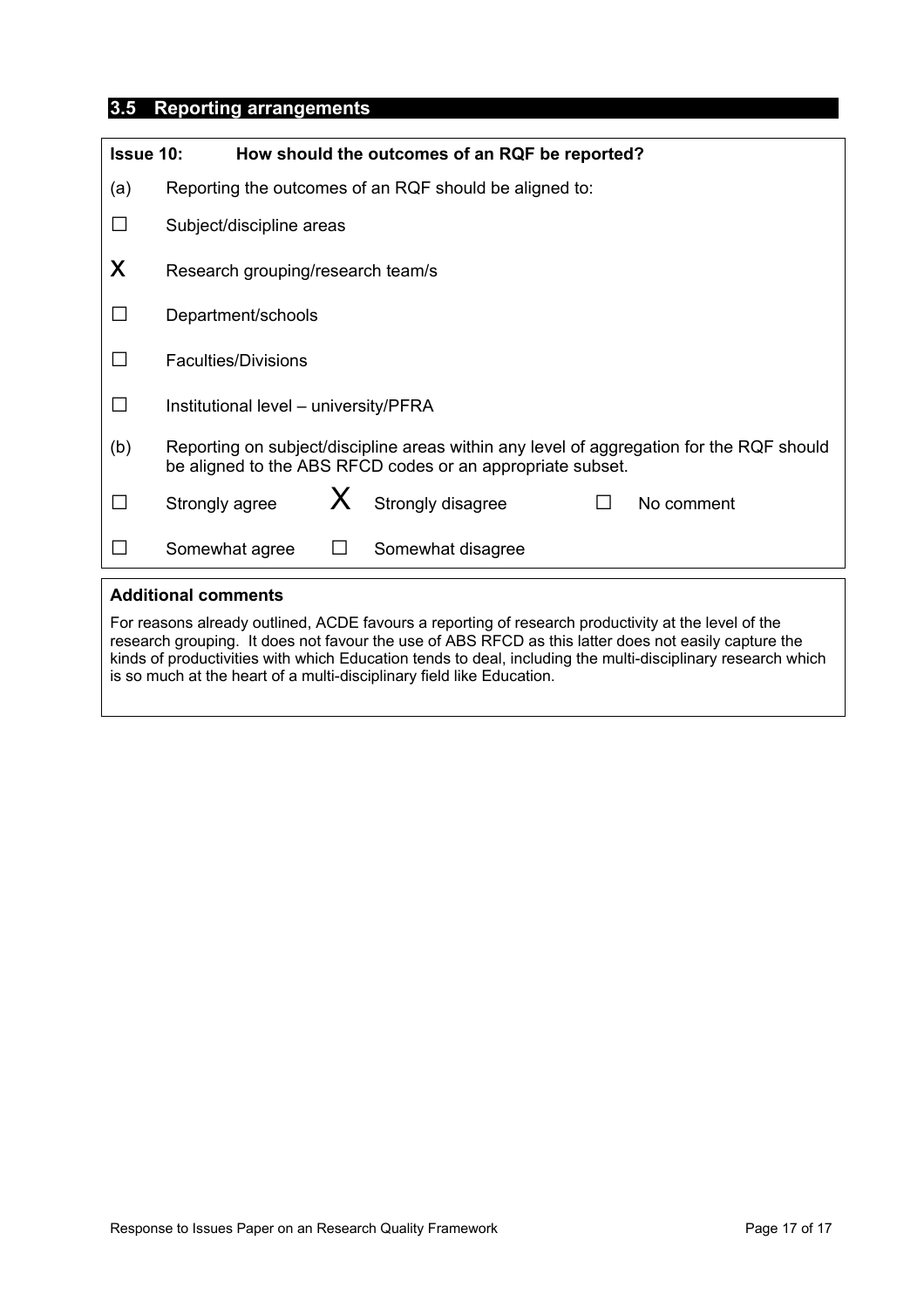## 3.5 Reporting arrangements

**Issue 10: How should the outcomes of an RQF be reported?**

(a) Reporting the outcomes of an RQF should be aligned to:

☐ Subject/discipline areas

X Research grouping/research team/s

☐ Department/schools

☐ Faculties/Divisions

☐ Institutional level – university/PFRA

(b) Reporting on subject/discipline areas within any level of aggregation for the RQF should be aligned to the ABS RFCD codes or an appropriate subset.

☐ Strongly agree X Strongly disagree ☐ No comment

☐ Somewhat agree ☐ Somewhat disagree

**Additional comments**

For reasons already outlined, ACDE favours a reporting of research productivity at the level of the research grouping. It does not favour the use of ABS RFCD as this latter does not easily capture the kinds of productivities with which Education tends to deal, including the multi-disciplinary research which is so much at the heart of a multi-disciplinary field like Education.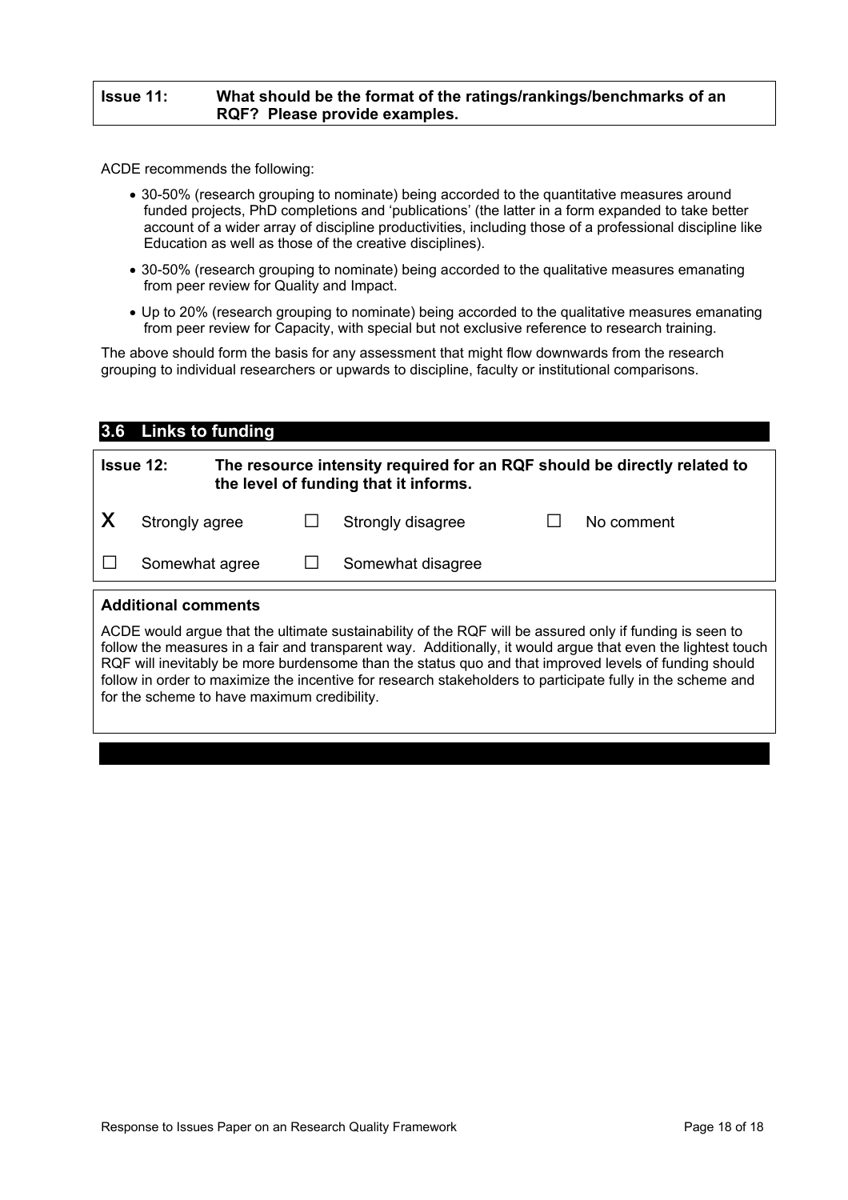**Issue 11: What should be the format of the ratings/rankings/benchmarks of an RQF? Please provide examples.**

ACDE recommends the following:

- 30-50% (research grouping to nominate) being accorded to the quantitative measures around funded projects, PhD completions and 'publications' (the latter in a form expanded to take better account of a wider array of discipline productivities, including those of a professional discipline like Education as well as those of the creative disciplines).
- 30-50% (research grouping to nominate) being accorded to the qualitative measures emanating from peer review for Quality and Impact.
- Up to 20% (research grouping to nominate) being accorded to the qualitative measures emanating from peer review for Capacity, with special but not exclusive reference to research training.

The above should form the basis for any assessment that might flow downwards from the research grouping to individual researchers or upwards to discipline, faculty or institutional comparisons.

## 3.6 Links to funding

**Issue 12: The resource intensity required for an RQF should be directly related to the level of funding that it informs.**

| | | | | | |
|---|---|---|---|---|---|
| X | Strongly agree | ☐ | Strongly disagree | ☐ | No comment |
| ☐ | Somewhat agree | ☐ | Somewhat disagree | | |

**Additional comments**

ACDE would argue that the ultimate sustainability of the RQF will be assured only if funding is seen to follow the measures in a fair and transparent way. Additionally, it would argue that even the lightest touch RQF will inevitably be more burdensome than the status quo and that improved levels of funding should follow in order to maximize the incentive for research stakeholders to participate fully in the scheme and for the scheme to have maximum credibility.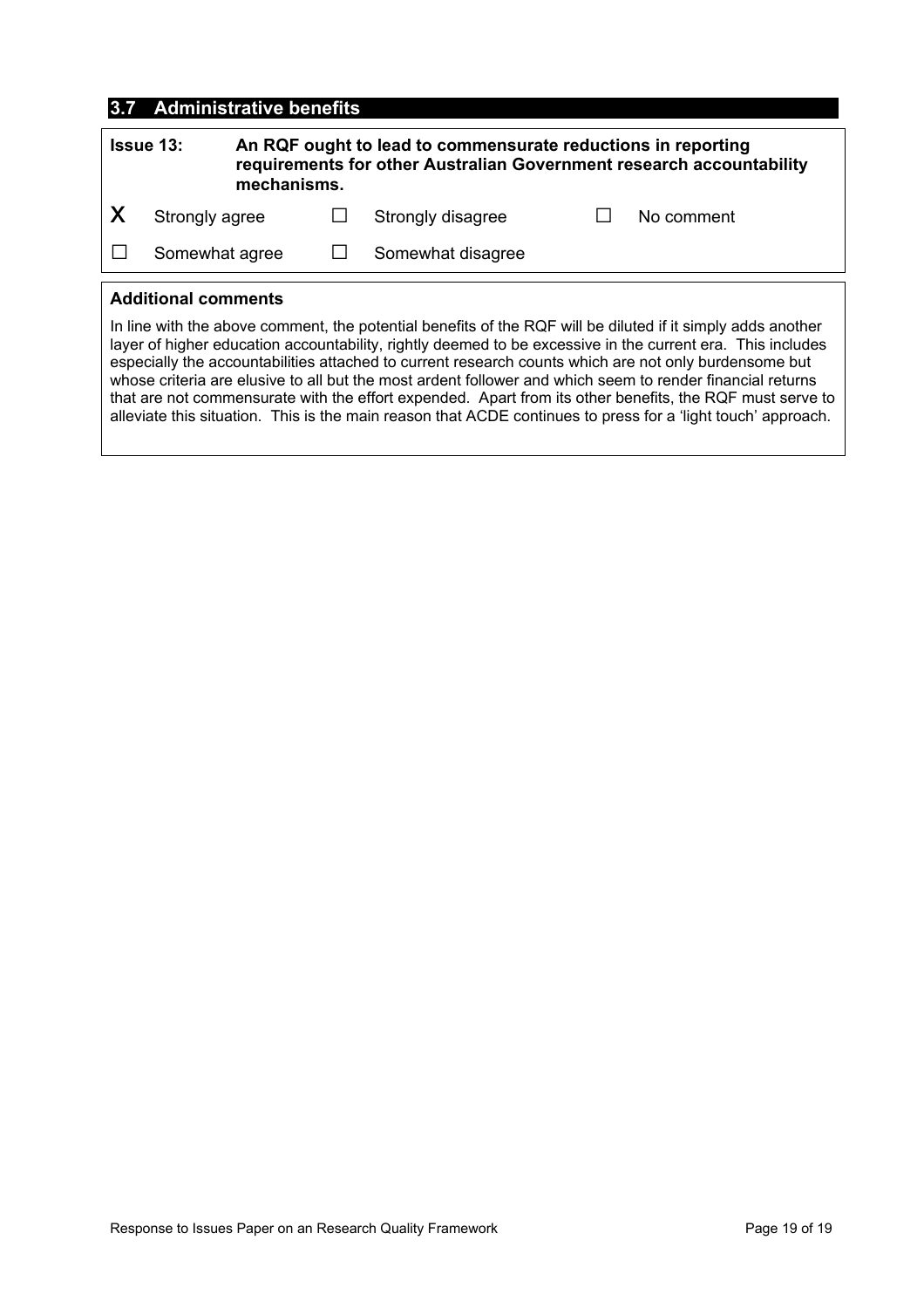## 3.7 Administrative benefits

| **Issue 13:** | **An RQF ought to lead to commensurate reductions in reporting requirements for other Australian Government research accountability mechanisms.** | | | | |
|---|---|---|---|---|---|
| X | Strongly agree | ☐ | Strongly disagree | ☐ | No comment |
| ☐ | Somewhat agree | ☐ | Somewhat disagree | | |

**Additional comments**

In line with the above comment, the potential benefits of the RQF will be diluted if it simply adds another layer of higher education accountability, rightly deemed to be excessive in the current era. This includes especially the accountabilities attached to current research counts which are not only burdensome but whose criteria are elusive to all but the most ardent follower and which seem to render financial returns that are not commensurate with the effort expended. Apart from its other benefits, the RQF must serve to alleviate this situation. This is the main reason that ACDE continues to press for a 'light touch' approach.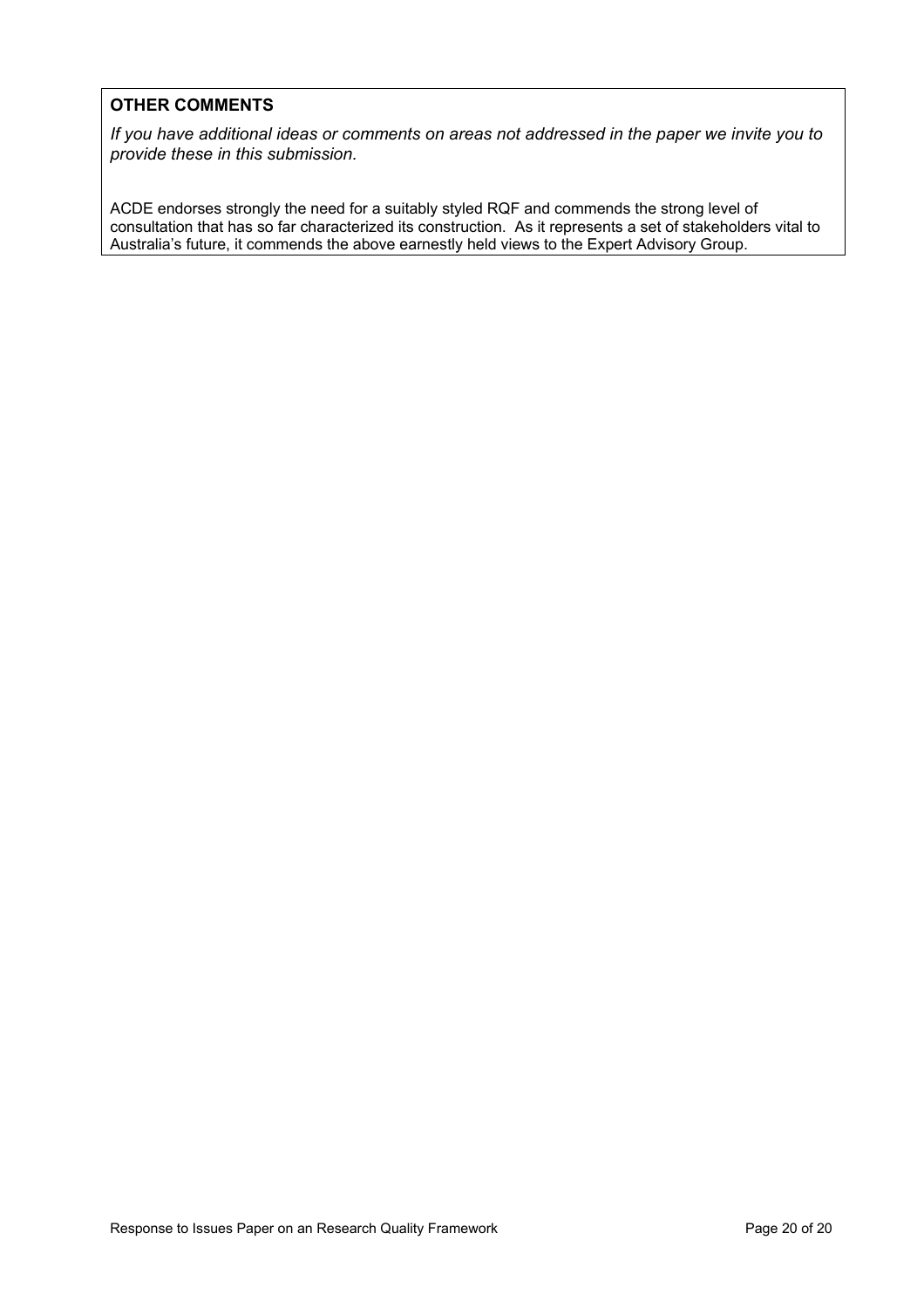## OTHER COMMENTS

*If you have additional ideas or comments on areas not addressed in the paper we invite you to provide these in this submission.*

ACDE endorses strongly the need for a suitably styled RQF and commends the strong level of consultation that has so far characterized its construction. As it represents a set of stakeholders vital to Australia's future, it commends the above earnestly held views to the Expert Advisory Group.